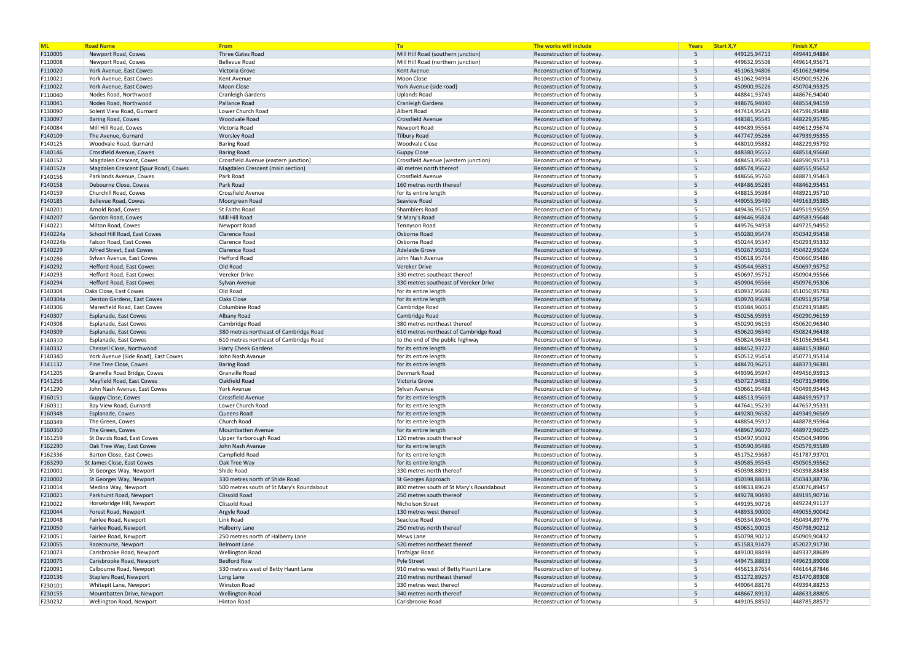| ML | Road Name | From | To | The works will include | Years | Start X,Y | Finish X,Y |
|---|---|---|---|---|---|---|---|
| F110005 | Newport Road, Cowes | Three Gates Road | Mill Hill Road (southern junction) | Reconstruction of footway. | 5 | 449125,94713 | 449441,94884 |
| F110008 | Newport Road, Cowes | Bellevue Road | Mill Hill Road (northern junction) | Reconstruction of footway. | 5 | 449632,95508 | 449614,95671 |
| F110020 | York Avenue, East Cowes | Victoria Grove | Kent Avenue | Reconstruction of footway. | 5 | 451063,94806 | 451062,94994 |
| F110021 | York Avenue, East Cowes | Kent Avenue | Moon Close | Reconstruction of footway. | 5 | 451062,94994 | 450900,95226 |
| F110022 | York Avenue, East Cowes | Moon Close | York Avenue (side road) | Reconstruction of footway. | 5 | 450900,95226 | 450704,95325 |
| F110040 | Nodes Road, Northwood | Cranleigh Gardens | Uplands Road | Reconstruction of footway. | 5 | 448841,93749 | 448676,94040 |
| F110041 | Nodes Road, Northwood | Pallance Road | Cranleigh Gardens | Reconstruction of footway. | 5 | 448676,94040 | 448554,94159 |
| F130090 | Solent View Road, Gurnard | Lower Church Road | Albert Road | Reconstruction of footway. | 5 | 447414,95429 | 447596,95488 |
| F130097 | Baring Road, Cowes | Woodvale Road | Crossfield Avenue | Reconstruction of footway. | 5 | 448381,95545 | 448229,95785 |
| F140084 | Mill Hill Road, Cowes | Victoria Road | Newport Road | Reconstruction of footway. | 5 | 449489,95564 | 449612,95674 |
| F140109 | The Avenue, Gurnard | Worsley Road | Tilbury Road | Reconstruction of footway. | 5 | 447747,95266 | 447939,95355 |
| F140125 | Woodvale Road, Gurnard | Baring Road | Woodvale Close | Reconstruction of footway. | 5 | 448010,95882 | 448229,95792 |
| F140146 | Crossfield Avenue, Cowes | Baring Road | Guppy Close | Reconstruction of footway. | 5 | 448380,95552 | 448514,95660 |
| F140152 | Magdalen Crescent, Cowes | Crossfield Avenue (eastern junction) | Crossfield Avenue (western junction) | Reconstruction of footway. | 5 | 448453,95580 | 448590,95713 |
| F140152a | Magdalen Crescent (Spur Road), Cowes | Magdalen Crescent (main section) | 40 metres north thereof | Reconstruction of footway. | 5 | 448574,95622 | 448555,95652 |
| F140156 | Parklands Avenue, Cowes | Park Road | Crossfield Avenue | Reconstruction of footway. | 5 | 448656,95760 | 448871,95463 |
| F140158 | Debourne Close, Cowes | Park Road | 160 metres north thereof | Reconstruction of footway. | 5 | 448486,95285 | 448462,95451 |
| F140159 | Churchill Road, Cowes | Crossfield Avenue | for its entire length | Reconstruction of footway. | 5 | 448815,95984 | 448921,95710 |
| F140185 | Bellevue Road, Cowes | Moorgreen Road | Seaview Road | Reconstruction of footway. | 5 | 449055,95490 | 449163,95385 |
| F140201 | Arnold Road, Cowes | St Faiths Road | Shamblers Road | Reconstruction of footway. | 5 | 449436,95157 | 449519,95059 |
| F140207 | Gordon Road, Cowes | Mill Hill Road | St Mary's Road | Reconstruction of footway. | 5 | 449446,95824 | 449583,95648 |
| F140221 | Milton Road, Cowes | Newport Road | Tennyson Road | Reconstruction of footway. | 5 | 449576,94958 | 449725,94952 |
| F140224a | School Hill Road, East Cowes | Clarence Road | Osborne Road | Reconstruction of footway. | 5 | 450280,95474 | 450342,95458 |
| F140224b | Falcon Road, East Cowes | Clarence Road | Osborne Road | Reconstruction of footway. | 5 | 450244,95347 | 450293,95332 |
| F140229 | Alfred Street, East Cowes | Clarence Road | Adelaide Grove | Reconstruction of footway. | 5 | 450267,95016 | 450422,95024 |
| F140286 | Sylvan Avenue, East Cowes | Hefford Road | John Nash Avenue | Reconstruction of footway. | 5 | 450618,95764 | 450660,95486 |
| F140292 | Hefford Road, East Cowes | Old Road | Vereker Drive | Reconstruction of footway. | 5 | 450544,95851 | 450697,95752 |
| F140293 | Hefford Road, East Cowes | Vereker Drive | 330 metres southeast thereof | Reconstruction of footway. | 5 | 450697,95752 | 450904,95566 |
| F140294 | Hefford Road, East Cowes | Sylvan Avenue | 330 metres southeast of Vereker Drive | Reconstruction of footway. | 5 | 450904,95566 | 450976,95306 |
| F140304 | Oaks Close, East Cowes | Old Road | for its entire length | Reconstruction of footway. | 5 | 450937,95686 | 451050,95783 |
| F140304a | Denton Gardens, East Cowes | Oaks Close | for its entire length | Reconstruction of footway. | 5 | 450970,95698 | 450951,95758 |
| F140306 | Maresfield Road, East Cowes | Columbine Road | Cambridge Road | Reconstruction of footway. | 5 | 450384,96063 | 450293,95885 |
| F140307 | Esplanade, East Cowes | Albany Road | Cambridge Road | Reconstruction of footway. | 5 | 450256,95955 | 450290,96159 |
| F140308 | Esplanade, East Cowes | Cambridge Road | 380 metres northeast thereof | Reconstruction of footway. | 5 | 450290,96159 | 450620,96340 |
| F140309 | Esplanade, East Cowes | 380 metres northeast of Cambridge Road | 610 metres northeast of Cambridge Road | Reconstruction of footway. | 5 | 450620,96340 | 450824,96438 |
| F140310 | Esplanade, East Cowes | 610 metres northeast of Cambridge Road | to the end of the public highway | Reconstruction of footway. | 5 | 450824,96438 | 451056,96541 |
| F140332 | Chessell Close, Northwood | Harry Cheek Gardens | for its entire length | Reconstruction of footway. | 5 | 448452,93727 | 448415,93860 |
| F140340 | York Avenue (Side Road), East Cowes | John Nash Avanue | for its entire length | Reconstruction of footway. | 5 | 450512,95454 | 450771,95314 |
| F141132 | Pine Tree Close, Cowes | Baring Road | for its entire length | Reconstruction of footway. | 5 | 448470,96251 | 448373,96381 |
| F141205 | Granville Road Bridge, Cowes | Granville Road | Denmark Road | Reconstruction of footway. | 5 | 449396,95947 | 449456,95913 |
| F141256 | Mayfield Road, East Cowes | Oakfield Road | Victoria Grove | Reconstruction of footway. | 5 | 450727,94853 | 450731,94996 |
| F141290 | John Nash Avenue, East Cowes | York Avenue | Sylvan Avenue | Reconstruction of footway. | 5 | 450661,95488 | 450499,95443 |
| F160151 | Guppy Close, Cowes | Crossfield Avenue | for its entire length | Reconstruction of footway. | 5 | 448513,95659 | 448459,95717 |
| F160311 | Bay View Road, Gurnard | Lower Church Road | for its entire length | Reconstruction of footway. | 5 | 447641,95230 | 447657,95331 |
| F160348 | Esplanade, Cowes | Queens Road | for its entire length | Reconstruction of footway. | 5 | 449280,96582 | 449349,96569 |
| F160349 | The Green, Cowes | Church Road | for its entire length | Reconstruction of footway. | 5 | 448854,95917 | 448878,95964 |
| F160350 | The Green, Cowes | Mountbatten Avenue | for its entire length | Reconstruction of footway. | 5 | 448967,96070 | 448972,96025 |
| F161259 | St Davids Road, East Cowes | Upper Yarborough Road | 120 metres south thereof | Reconstruction of footway. | 5 | 450497,95092 | 450504,94996 |
| F162290 | Oak Tree Way, East Cowes | John Nash Avanue | for its entire length | Reconstruction of footway. | 5 | 450590,95486 | 450579,95589 |
| F162336 | Barton Close, East Cowes | Campfield Road | for its entire length | Reconstruction of footway. | 5 | 451752,93687 | 451787,93701 |
| F163290 | St James Close, East Cowes | Oak Tree Way | for its entire length | Reconstruction of footway. | 5 | 450585,95545 | 450505,95562 |
| F210001 | St Georges Way, Newport | Shide Road | 330 metres north thereof | Reconstruction of footway. | 5 | 450398,88091 | 450398,88438 |
| F210002 | St Georges Way, Newport | 330 metres north of Shide Road | St Georges Approach | Reconstruction of footway. | 5 | 450398,88438 | 450343,88736 |
| F210014 | Medina Way, Newport | 500 metres south of St Mary's Roundabout | 800 metres south of St Mary's Roundabout | Reconstruction of footway. | 5 | 449833,89629 | 450076,89457 |
| F210021 | Parkhurst Road, Newport | Clissold Road | 250 metres south thereof | Reconstruction of footway. | 5 | 449278,90490 | 449195,90716 |
| F210022 | Horsebridge Hill, Newport | Clissold Road | Nicholson Street | Reconstruction of footway. | 5 | 449195,90716 | 449224,91127 |
| F210044 | Forest Road, Newport | Argyle Road | 130 metres west thereof | Reconstruction of footway. | 5 | 448933,90000 | 449055,90042 |
| F210048 | Fairlee Road, Newport | Link Road | Seaclose Road | Reconstruction of footway. | 5 | 450334,89406 | 450494,89776 |
| F210050 | Fairlee Road, Newport | Halberry Lane | 250 metres north thereof | Reconstruction of footway. | 5 | 450651,90015 | 450798,90212 |
| F210051 | Fairlee Road, Newport | 250 metres north of Halberry Lane | Mews Lane | Reconstruction of footway. | 5 | 450798,90212 | 450909,90432 |
| F210055 | Racecourse, Newport | Belmont Lane | 520 metres northeast thereof | Reconstruction of footway. | 5 | 451583,91479 | 452027,91730 |
| F210073 | Carisbrooke Road, Newport | Wellington Road | Trafalgar Road | Reconstruction of footway. | 5 | 449100,88498 | 449337,88689 |
| F210075 | Carisbrooke Road, Newport | Bedford Row | Pyle Street | Reconstruction of footway. | 5 | 449475,88833 | 449623,89008 |
| F220091 | Calbourne Road, Newport | 330 metres west of Betty Haunt Lane | 910 metres west of Betty Haunt Lane | Reconstruction of footway. | 5 | 445613,87654 | 446164,87846 |
| F220136 | Staplers Road, Newport | Long Lane | 210 metres northeast thereof | Reconstruction of footway. | 5 | 451272,89257 | 451470,89308 |
| F230101 | Whitepit Lane, Newport | Winston Road | 330 metres west thereof | Reconstruction of footway. | 5 | 449064,88176 | 449394,88253 |
| F230155 | Mountbatten Drive, Newport | Wellington Road | 340 metres north thereof | Reconstruction of footway. | 5 | 448667,89132 | 448633,88805 |
| F230232 | Wellington Road, Newport | Hinton Road | Carisbrooke Road | Reconstruction of footway. | 5 | 449105,88502 | 448785,88572 |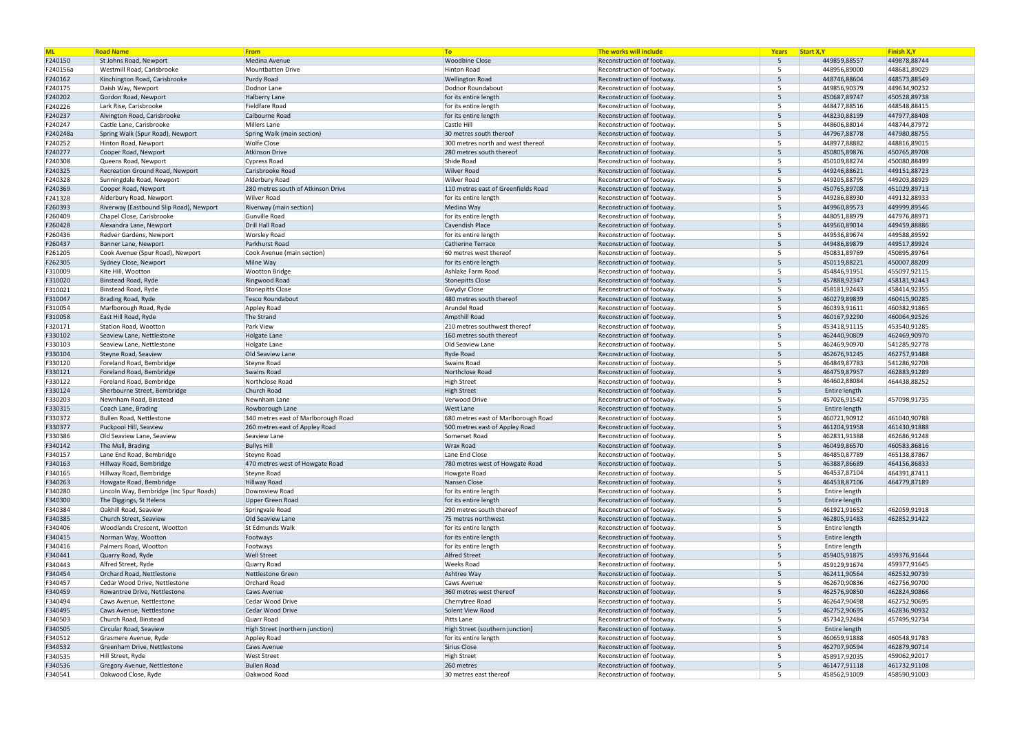| ML | Road Name | From | To | The works will include | Years | Start X,Y | Finish X,Y |
|---|---|---|---|---|---|---|---|
| F240150 | St Johns Road, Newport | Medina Avenue | Woodbine Close | Reconstruction of footway. | 5 | 449859,88557 | 449878,88744 |
| F240156a | Westmill Road, Carisbrooke | Mountbatten Drive | Hinton Road | Reconstruction of footway. | 5 | 448956,89000 | 448681,89029 |
| F240162 | Kinchington Road, Carisbrooke | Purdy Road | Wellington Road | Reconstruction of footway. | 5 | 448746,88604 | 448573,88549 |
| F240175 | Daish Way, Newport | Dodnor Lane | Dodnor Roundabout | Reconstruction of footway. | 5 | 449856,90379 | 449634,90232 |
| F240202 | Gordon Road, Newport | Halberry Lane | for its entire length | Reconstruction of footway. | 5 | 450687,89747 | 450528,89738 |
| F240226 | Lark Rise, Carisbrooke | Fieldfare Road | for its entire length | Reconstruction of footway. | 5 | 448477,88516 | 448548,88415 |
| F240237 | Alvington Road, Carisbrooke | Calbourne Road | for its entire length | Reconstruction of footway. | 5 | 448230,88199 | 447977,88408 |
| F240247 | Castle Lane, Carisbrooke | Millers Lane | Castle Hill | Reconstruction of footway. | 5 | 448606,88014 | 448744,87972 |
| F240248a | Spring Walk (Spur Road), Newport | Spring Walk (main section) | 30 metres south thereof | Reconstruction of footway. | 5 | 447967,88778 | 447980,88755 |
| F240252 | Hinton Road, Newport | Wolfe Close | 300 metres north and west thereof | Reconstruction of footway. | 5 | 448977,88882 | 448816,89015 |
| F240277 | Cooper Road, Newport | Atkinson Drive | 280 metres south thereof | Reconstruction of footway. | 5 | 450805,89876 | 450765,89708 |
| F240308 | Queens Road, Newport | Cypress Road | Shide Road | Reconstruction of footway. | 5 | 450109,88274 | 450080,88499 |
| F240325 | Recreation Ground Road, Newport | Carisbrooke Road | Wilver Road | Reconstruction of footway. | 5 | 449246,88621 | 449151,88723 |
| F240328 | Sunningdale Road, Newport | Alderbury Road | Wilver Road | Reconstruction of footway. | 5 | 449205,88795 | 449203,88929 |
| F240369 | Cooper Road, Newport | 280 metres south of Atkinson Drive | 110 metres east of Greenfields Road | Reconstruction of footway. | 5 | 450765,89708 | 451029,89713 |
| F241328 | Alderbury Road, Newport | Wilver Road | for its entire length | Reconstruction of footway. | 5 | 449286,88930 | 449132,88933 |
| F260393 | Riverway (Eastbound Slip Road), Newport | Riverway (main section) | Medina Way | Reconstruction of footway. | 5 | 449960,89573 | 449999,89546 |
| F260409 | Chapel Close, Carisbrooke | Gunville Road | for its entire length | Reconstruction of footway. | 5 | 448051,88979 | 447976,88971 |
| F260428 | Alexandra Lane, Newport | Drill Hall Road | Cavendish Place | Reconstruction of footway. | 5 | 449560,89014 | 449459,88886 |
| F260436 | Redver Gardens, Newport | Worsley Road | for its entire length | Reconstruction of footway. | 5 | 449536,89674 | 449588,89592 |
| F260437 | Banner Lane, Newport | Parkhurst Road | Catherine Terrace | Reconstruction of footway. | 5 | 449486,89879 | 449517,89924 |
| F261205 | Cook Avenue (Spur Road), Newport | Cook Avenue (main section) | 60 metres west thereof | Reconstruction of footway. | 5 | 450831,89769 | 450895,89764 |
| F262305 | Sydney Close, Newport | Milne Way | for its entire length | Reconstruction of footway. | 5 | 450119,88221 | 450007,88209 |
| F310009 | Kite Hill, Wootton | Wootton Bridge | Ashlake Farm Road | Reconstruction of footway. | 5 | 454846,91951 | 455097,92115 |
| F310020 | Binstead Road, Ryde | Ringwood Road | Stonepitts Close | Reconstruction of footway. | 5 | 457888,92347 | 458181,92443 |
| F310021 | Binstead Road, Ryde | Stonepitts Close | Gwydyr Close | Reconstruction of footway. | 5 | 458181,92443 | 458414,92355 |
| F310047 | Brading Road, Ryde | Tesco Roundabout | 480 metres south thereof | Reconstruction of footway. | 5 | 460279,89839 | 460415,90285 |
| F310054 | Marlborough Road, Ryde | Appley Road | Arundel Road | Reconstruction of footway. | 5 | 460393,91611 | 460382,91865 |
| F310058 | East Hill Road, Ryde | The Strand | Ampthill Road | Reconstruction of footway. | 5 | 460167,92290 | 460064,92526 |
| F320171 | Station Road, Wootton | Park View | 210 metres southwest thereof | Reconstruction of footway. | 5 | 453418,91115 | 453540,91285 |
| F330102 | Seaview Lane, Nettlestone | Holgate Lane | 160 metres south thereof | Reconstruction of footway. | 5 | 462440,90809 | 462469,90970 |
| F330103 | Seaview Lane, Nettlestone | Holgate Lane | Old Seaview Lane | Reconstruction of footway. | 5 | 462469,90970 | 541285,92778 |
| F330104 | Steyne Road, Seaview | Old Seaview Lane | Ryde Road | Reconstruction of footway. | 5 | 462676,91245 | 462757,91488 |
| F330120 | Foreland Road, Bembridge | Steyne Road | Swains Road | Reconstruction of footway. | 5 | 464849,87783 | 541286,92708 |
| F330121 | Foreland Road, Bembridge | Swains Road | Northclose Road | Reconstruction of footway. | 5 | 464759,87957 | 462883,91289 |
| F330122 | Foreland Road, Bembridge | Northclose Road | High Street | Reconstruction of footway. | 5 | 464602,88084 | 464438,88252 |
| F330124 | Sherbourne Street, Bembridge | Church Road | High Street | Reconstruction of footway. | 5 | Entire length | |
| F330203 | Newnham Road, Binstead | Newnham Lane | Verwood Drive | Reconstruction of footway. | 5 | 457026,91542 | 457098,91735 |
| F330315 | Coach Lane, Brading | Rowborough Lane | West Lane | Reconstruction of footway. | 5 | Entire length | |
| F330372 | Bullen Road, Nettlestone | 340 metres east of Marlborough Road | 680 metres east of Marlborough Road | Reconstruction of footway. | 5 | 460721,90912 | 461040,90788 |
| F330377 | Puckpool Hill, Seaview | 260 metres east of Appley Road | 500 metres east of Appley Road | Reconstruction of footway. | 5 | 461204,91958 | 461430,91888 |
| F330386 | Old Seaview Lane, Seaview | Seaview Lane | Somerset Road | Reconstruction of footway. | 5 | 462831,91388 | 462686,91248 |
| F340142 | The Mall, Brading | Bullys Hill | Wrax Road | Reconstruction of footway. | 5 | 460499,86570 | 460583,86816 |
| F340157 | Lane End Road, Bembridge | Steyne Road | Lane End Close | Reconstruction of footway. | 5 | 464850,87789 | 465138,87867 |
| F340163 | Hillway Road, Bembridge | 470 metres west of Howgate Road | 780 metres west of Howgate Road | Reconstruction of footway. | 5 | 463887,86689 | 464156,86833 |
| F340165 | Hillway Road, Bembridge | Steyne Road | Howgate Road | Reconstruction of footway. | 5 | 464537,87104 | 464391,87411 |
| F340263 | Howgate Road, Bembridge | Hillway Road | Nansen Close | Reconstruction of footway. | 5 | 464538,87106 | 464779,87189 |
| F340280 | Lincoln Way, Bembridge (Inc Spur Roads) | Downsview Road | for its entire length | Reconstruction of footway. | 5 | Entire length | |
| F340300 | The Diggings, St Helens | Upper Green Road | for its entire length | Reconstruction of footway. | 5 | Entire length | |
| F340384 | Oakhill Road, Seaview | Springvale Road | 290 metres south thereof | Reconstruction of footway. | 5 | 461921,91652 | 462059,91918 |
| F340385 | Church Street, Seaview | Old Seaview Lane | 75 metres northwest | Reconstruction of footway. | 5 | 462805,91483 | 462852,91422 |
| F340406 | Woodlands Crescent, Wootton | St Edmunds Walk | for its entire length | Reconstruction of footway. | 5 | Entire length | |
| F340415 | Norman Way, Wootton | Footways | for its entire length | Reconstruction of footway. | 5 | Entire length | |
| F340416 | Palmers Road, Wootton | Footways | for its entire length | Reconstruction of footway. | 5 | Entire length | |
| F340441 | Quarry Road, Ryde | Well Street | Alfred Street | Reconstruction of footway. | 5 | 459405,91875 | 459376,91644 |
| F340443 | Alfred Street, Ryde | Quarry Road | Weeks Road | Reconstruction of footway. | 5 | 459129,91674 | 459377,91645 |
| F340454 | Orchard Road, Nettlestone | Nettlestone Green | Ashtree Way | Reconstruction of footway. | 5 | 462411,90564 | 462532,90739 |
| F340457 | Cedar Wood Drive, Nettlestone | Orchard Road | Caws Avenue | Reconstruction of footway. | 5 | 462670,90836 | 462756,90700 |
| F340459 | Rowantree Drive, Nettlestone | Caws Avenue | 360 metres west thereof | Reconstruction of footway. | 5 | 462576,90850 | 462824,90866 |
| F340494 | Caws Avenue, Nettlestone | Cedar Wood Drive | Cherrytree Road | Reconstruction of footway. | 5 | 462647,90498 | 462752,90695 |
| F340495 | Caws Avenue, Nettlestone | Cedar Wood Drive | Solent View Road | Reconstruction of footway. | 5 | 462752,90695 | 462836,90932 |
| F340503 | Church Road, Binstead | Quarr Road | Pitts Lane | Reconstruction of footway. | 5 | 457342,92484 | 457495,92734 |
| F340505 | Circular Road, Seaview | High Street (northern junction) | High Street (southern junction) | Reconstruction of footway. | 5 | Entire length | |
| F340512 | Grasmere Avenue, Ryde | Appley Road | for its entire length | Reconstruction of footway. | 5 | 460659,91888 | 460548,91783 |
| F340532 | Greenham Drive, Nettlestone | Caws Avenue | Sirius Close | Reconstruction of footway. | 5 | 462707,90594 | 462879,90714 |
| F340535 | Hill Street, Ryde | West Street | High Street | Reconstruction of footway. | 5 | 458917,92035 | 459062,92017 |
| F340536 | Gregory Avenue, Nettlestone | Bullen Road | 260 metres | Reconstruction of footway. | 5 | 461477,91118 | 461732,91108 |
| F340541 | Oakwood Close, Ryde | Oakwood Road | 30 metres east thereof | Reconstruction of footway. | 5 | 458562,91009 | 458590,91003 |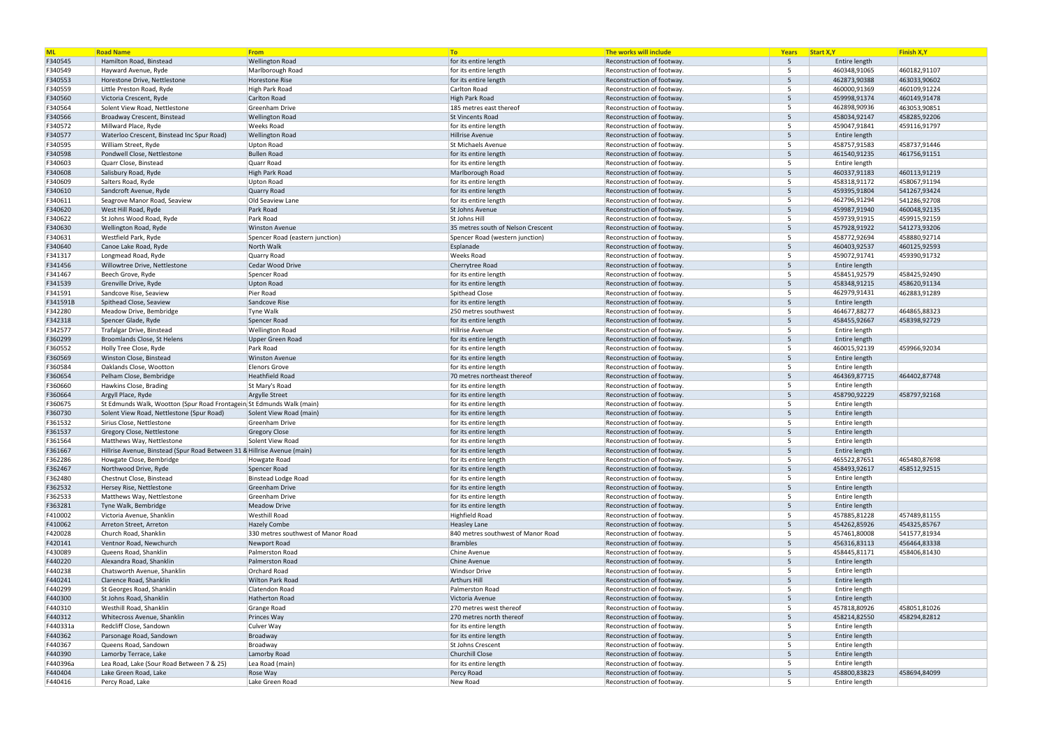| ML | Road Name | From | To | The works will include | Years | Start X,Y | Finish X,Y |
|---|---|---|---|---|---|---|---|
| F340545 | Hamilton Road, Binstead | Wellington Road | for its entire length | Reconstruction of footway. | 5 | Entire length | |
| F340549 | Hayward Avenue, Ryde | Marlborough Road | for its entire length | Reconstruction of footway. | 5 | 460348,91065 | 460182,91107 |
| F340553 | Horestone Drive, Nettlestone | Horestone Rise | for its entire length | Reconstruction of footway. | 5 | 462873,90388 | 463033,90602 |
| F340559 | Little Preston Road, Ryde | High Park Road | Carlton Road | Reconstruction of footway. | 5 | 460000,91369 | 460109,91224 |
| F340560 | Victoria Crescent, Ryde | Carlton Road | High Park Road | Reconstruction of footway. | 5 | 459998,91374 | 460149,91478 |
| F340564 | Solent View Road, Nettlestone | Greenham Drive | 185 metres east thereof | Reconstruction of footway. | 5 | 462898,90936 | 463053,90851 |
| F340566 | Broadway Crescent, Binstead | Wellington Road | St Vincents Road | Reconstruction of footway. | 5 | 458034,92147 | 458285,92206 |
| F340572 | Millward Place, Ryde | Weeks Road | for its entire length | Reconstruction of footway. | 5 | 459047,91841 | 459116,91797 |
| F340577 | Waterloo Crescent, Binstead Inc Spur Road) | Wellington Road | Hillrise Avenue | Reconstruction of footway. | 5 | Entire length | |
| F340595 | William Street, Ryde | Upton Road | St Michaels Avenue | Reconstruction of footway. | 5 | 458757,91583 | 458737,91446 |
| F340598 | Pondwell Close, Nettlestone | Bullen Road | for its entire length | Reconstruction of footway. | 5 | 461540,91235 | 461756,91151 |
| F340603 | Quarr Close, Binstead | Quarr Road | for its entire length | Reconstruction of footway. | 5 | Entire length | |
| F340608 | Salisbury Road, Ryde | High Park Road | Marlborough Road | Reconstruction of footway. | 5 | 460337,91183 | 460113,91219 |
| F340609 | Salters Road, Ryde | Upton Road | for its entire length | Reconstruction of footway. | 5 | 458318,91172 | 458067,91194 |
| F340610 | Sandcroft Avenue, Ryde | Quarry Road | for its entire length | Reconstruction of footway. | 5 | 459395,91804 | 541267,93424 |
| F340611 | Seagrove Manor Road, Seaview | Old Seaview Lane | for its entire length | Reconstruction of footway. | 5 | 462796,91294 | 541286,92708 |
| F340620 | West Hill Road, Ryde | Park Road | St Johns Avenue | Reconstruction of footway. | 5 | 459987,91940 | 460048,92135 |
| F340622 | St Johns Wood Road, Ryde | Park Road | St Johns Hill | Reconstruction of footway. | 5 | 459739,91915 | 459915,92159 |
| F340630 | Wellington Road, Ryde | Winston Avenue | 35 metres south of Nelson Crescent | Reconstruction of footway. | 5 | 457928,91922 | 541273,93206 |
| F340631 | Westfield Park, Ryde | Spencer Road (eastern junction) | Spencer Road (western junction) | Reconstruction of footway. | 5 | 458772,92694 | 458880,92714 |
| F340640 | Canoe Lake Road, Ryde | North Walk | Esplanade | Reconstruction of footway. | 5 | 460403,92537 | 460125,92593 |
| F341317 | Longmead Road, Ryde | Quarry Road | Weeks Road | Reconstruction of footway. | 5 | 459072,91741 | 459390,91732 |
| F341456 | Willowtree Drive, Nettlestone | Cedar Wood Drive | Cherrytree Road | Reconstruction of footway. | 5 | Entire length | |
| F341467 | Beech Grove, Ryde | Spencer Road | for its entire length | Reconstruction of footway. | 5 | 458451,92579 | 458425,92490 |
| F341539 | Grenville Drive, Ryde | Upton Road | for its entire length | Reconstruction of footway. | 5 | 458348,91215 | 458620,91134 |
| F341591 | Sandcove Rise, Seaview | Pier Road | Spithead Close | Reconstruction of footway. | 5 | 462979,91431 | 462883,91289 |
| F341591B | Spithead Close, Seaview | Sandcove Rise | for its entire length | Reconstruction of footway. | 5 | Entire length | |
| F342280 | Meadow Drive, Bembridge | Tyne Walk | 250 metres southwest | Reconstruction of footway. | 5 | 464677,88277 | 464865,88323 |
| F342318 | Spencer Glade, Ryde | Spencer Road | for its entire length | Reconstruction of footway. | 5 | 458455,92667 | 458398,92729 |
| F342577 | Trafalgar Drive, Binstead | Wellington Road | Hillrise Avenue | Reconstruction of footway. | 5 | Entire length | |
| F360299 | Broomlands Close, St Helens | Upper Green Road | for its entire length | Reconstruction of footway. | 5 | Entire length | |
| F360552 | Holly Tree Close, Ryde | Park Road | for its entire length | Reconstruction of footway. | 5 | 460015,92139 | 459966,92034 |
| F360569 | Winston Close, Binstead | Winston Avenue | for its entire length | Reconstruction of footway. | 5 | Entire length | |
| F360584 | Oaklands Close, Wootton | Elenors Grove | for its entire length | Reconstruction of footway. | 5 | Entire length | |
| F360654 | Pelham Close, Bembridge | Heathfield Road | 70 metres northeast thereof | Reconstruction of footway. | 5 | 464369,87715 | 464402,87748 |
| F360660 | Hawkins Close, Brading | St Mary's Road | for its entire length | Reconstruction of footway. | 5 | Entire length | |
| F360664 | Argyll Place, Ryde | Argylle Street | for its entire length | Reconstruction of footway. | 5 | 458790,92229 | 458797,92168 |
| F360675 | St Edmunds Walk, Wootton (Spur Road Frontagein St Edmunds Walk (main) | | for its entire length | Reconstruction of footway. | 5 | Entire length | |
| F360730 | Solent View Road, Nettlestone (Spur Road) | Solent View Road (main) | for its entire length | Reconstruction of footway. | 5 | Entire length | |
| F361532 | Sirius Close, Nettlestone | Greenham Drive | for its entire length | Reconstruction of footway. | 5 | Entire length | |
| F361537 | Gregory Close, Nettlestone | Gregory Close | for its entire length | Reconstruction of footway. | 5 | Entire length | |
| F361564 | Matthews Way, Nettlestone | Solent View Road | for its entire length | Reconstruction of footway. | 5 | Entire length | |
| F361667 | Hillrise Avenue, Binstead (Spur Road Between 31 & Hillrise Avenue (main) | | for its entire length | Reconstruction of footway. | 5 | Entire length | |
| F362286 | Howgate Close, Bembridge | Howgate Road | for its entire length | Reconstruction of footway. | 5 | 465522,87651 | 465480,87698 |
| F362467 | Northwood Drive, Ryde | Spencer Road | for its entire length | Reconstruction of footway. | 5 | 458493,92617 | 458512,92515 |
| F362480 | Chestnut Close, Binstead | Binstead Lodge Road | for its entire length | Reconstruction of footway. | 5 | Entire length | |
| F362532 | Hersey Rise, Nettlestone | Greenham Drive | for its entire length | Reconstruction of footway. | 5 | Entire length | |
| F362533 | Matthews Way, Nettlestone | Greenham Drive | for its entire length | Reconstruction of footway. | 5 | Entire length | |
| F363281 | Tyne Walk, Bembridge | Meadow Drive | for its entire length | Reconstruction of footway. | 5 | Entire length | |
| F410002 | Victoria Avenue, Shanklin | Westhill Road | Highfield Road | Reconstruction of footway. | 5 | 457885,81228 | 457489,81155 |
| F410062 | Arreton Street, Arreton | Hazely Combe | Heasley Lane | Reconstruction of footway. | 5 | 454262,85926 | 454325,85767 |
| F420028 | Church Road, Shanklin | 330 metres southwest of Manor Road | 840 metres southwest of Manor Road | Reconstruction of footway. | 5 | 457461,80008 | 541577,81934 |
| F420141 | Ventnor Road, Newchurch | Newport Road | Brambles | Reconstruction of footway. | 5 | 456316,83113 | 456464,83338 |
| F430089 | Queens Road, Shanklin | Palmerston Road | Chine Avenue | Reconstruction of footway. | 5 | 458445,81171 | 458406,81430 |
| F440220 | Alexandra Road, Shanklin | Palmerston Road | Chine Avenue | Reconstruction of footway. | 5 | Entire length | |
| F440238 | Chatsworth Avenue, Shanklin | Orchard Road | Windsor Drive | Reconstruction of footway. | 5 | Entire length | |
| F440241 | Clarence Road, Shanklin | Wilton Park Road | Arthurs Hill | Reconstruction of footway. | 5 | Entire length | |
| F440299 | St Georges Road, Shanklin | Clatendon Road | Palmerston Road | Reconstruction of footway. | 5 | Entire length | |
| F440300 | St Johns Road, Shanklin | Hatherton Road | Victoria Avenue | Reconstruction of footway. | 5 | Entire length | |
| F440310 | Westhill Road, Shanklin | Grange Road | 270 metres west thereof | Reconstruction of footway. | 5 | 457818,80926 | 458051,81026 |
| F440312 | Whitecross Avenue, Shanklin | Princes Way | 270 metres north thereof | Reconstruction of footway. | 5 | 458214,82550 | 458294,82812 |
| F440331a | Redcliff Close, Sandown | Culver Way | for its entire length | Reconstruction of footway. | 5 | Entire length | |
| F440362 | Parsonage Road, Sandown | Broadway | for its entire length | Reconstruction of footway. | 5 | Entire length | |
| F440367 | Queens Road, Sandown | Broadway | St Johns Crescent | Reconstruction of footway. | 5 | Entire length | |
| F440390 | Lamorby Terrace, Lake | Lamorby Road | Churchill Close | Reconstruction of footway. | 5 | Entire length | |
| F440396a | Lea Road, Lake (Sour Road Between 7 & 25) | Lea Road (main) | for its entire length | Reconstruction of footway. | 5 | Entire length | |
| F440404 | Lake Green Road, Lake | Rose Way | Percy Road | Reconstruction of footway. | 5 | 458800,83823 | 458694,84099 |
| F440416 | Percy Road, Lake | Lake Green Road | New Road | Reconstruction of footway. | 5 | Entire length | |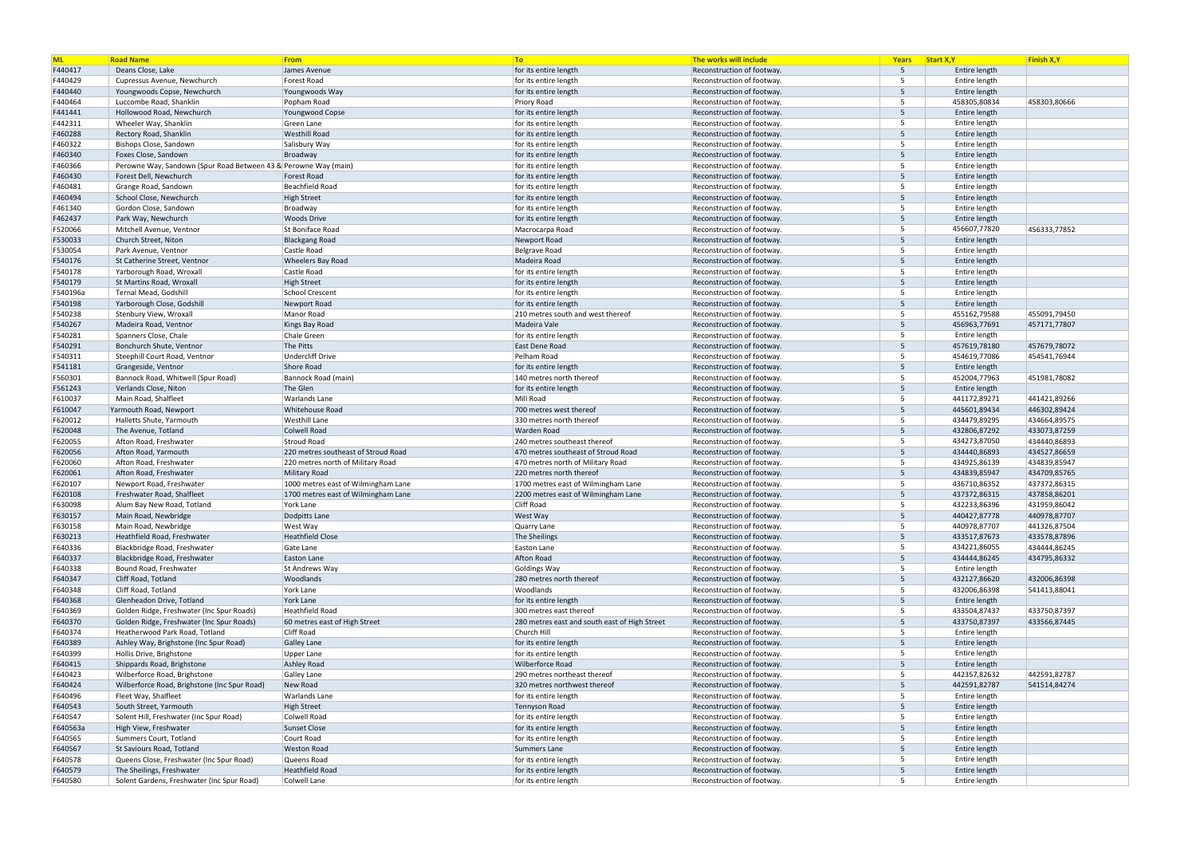| ML | Road Name | From | To | The works will include | Years | Start X,Y | Finish X,Y |
|---|---|---|---|---|---|---|---|
| F440417 | Deans Close, Lake | James Avenue | for its entire length | Reconstruction of footway. | 5 | Entire length | |
| F440429 | Cupressus Avenue, Newchurch | Forest Road | for its entire length | Reconstruction of footway. | 5 | Entire length | |
| F440440 | Youngwoods Copse, Newchurch | Youngwoods Way | for its entire length | Reconstruction of footway. | 5 | Entire length | |
| F440464 | Luccombe Road, Shanklin | Popham Road | Priory Road | Reconstruction of footway. | 5 | 458305,80834 | 458303,80666 |
| F441441 | Hollowood Road, Newchurch | Youngwood Copse | for its entire length | Reconstruction of footway. | 5 | Entire length | |
| F442311 | Wheeler Way, Shanklin | Green Lane | for its entire length | Reconstruction of footway. | 5 | Entire length | |
| F460288 | Rectory Road, Shanklin | Westhill Road | for its entire length | Reconstruction of footway. | 5 | Entire length | |
| F460322 | Bishops Close, Sandown | Salisbury Way | for its entire length | Reconstruction of footway. | 5 | Entire length | |
| F460340 | Foxes Close, Sandown | Broadway | for its entire length | Reconstruction of footway. | 5 | Entire length | |
| F460366 | Perowne Way, Sandown (Spur Road Between 43 & | Perowne Way (main) | for its entire length | Reconstruction of footway. | 5 | Entire length | |
| F460430 | Forest Dell, Newchurch | Forest Road | for its entire length | Reconstruction of footway. | 5 | Entire length | |
| F460481 | Grange Road, Sandown | Beachfield Road | for its entire length | Reconstruction of footway. | 5 | Entire length | |
| F460494 | School Close, Newchurch | High Street | for its entire length | Reconstruction of footway. | 5 | Entire length | |
| F461340 | Gordon Close, Sandown | Broadway | for its entire length | Reconstruction of footway. | 5 | Entire length | |
| F462437 | Park Way, Newchurch | Woods Drive | for its entire length | Reconstruction of footway. | 5 | Entire length | |
| F520066 | Mitchell Avenue, Ventnor | St Boniface Road | Macrocarpa Road | Reconstruction of footway. | 5 | 456607,77820 | 456333,77852 |
| F530033 | Church Street, Niton | Blackgang Road | Newport Road | Reconstruction of footway. | 5 | Entire length | |
| F530054 | Park Avenue, Ventnor | Castle Road | Belgrave Road | Reconstruction of footway. | 5 | Entire length | |
| F540176 | St Catherine Street, Ventnor | Wheelers Bay Road | Madeira Road | Reconstruction of footway. | 5 | Entire length | |
| F540178 | Yarborough Road, Wroxall | Castle Road | for its entire length | Reconstruction of footway. | 5 | Entire length | |
| F540179 | St Martins Road, Wroxall | High Street | for its entire length | Reconstruction of footway. | 5 | Entire length | |
| F540196a | Ternal Mead, Godshill | School Crescent | for its entire length | Reconstruction of footway. | 5 | Entire length | |
| F540198 | Yarborough Close, Godshill | Newport Road | for its entire length | Reconstruction of footway. | 5 | Entire length | |
| F540238 | Stenbury View, Wroxall | Manor Road | 210 metres south and west thereof | Reconstruction of footway. | 5 | 455162,79588 | 455091,79450 |
| F540267 | Madeira Road, Ventnor | Kings Bay Road | Madeira Vale | Reconstruction of footway. | 5 | 456963,77691 | 457171,77807 |
| F540281 | Spanners Close, Chale | Chale Green | for its entire length | Reconstruction of footway. | 5 | Entire length | |
| F540291 | Bonchurch Shute, Ventnor | The Pitts | East Dene Road | Reconstruction of footway. | 5 | 457619,78180 | 457679,78072 |
| F540311 | Steephill Court Road, Ventnor | Undercliff Drive | Pelham Road | Reconstruction of footway. | 5 | 454619,77086 | 454541,76944 |
| F541181 | Grangeside, Ventnor | Shore Road | for its entire length | Reconstruction of footway. | 5 | Entire length | |
| F560301 | Bannock Road, Whitwell (Spur Road) | Bannock Road (main) | 140 metres north thereof | Reconstruction of footway. | 5 | 452004,77963 | 451981,78082 |
| F561243 | Verlands Close, Niton | The Glen | for its entire length | Reconstruction of footway. | 5 | Entire length | |
| F610037 | Main Road, Shalfleet | Warlands Lane | Mill Road | Reconstruction of footway. | 5 | 441172,89271 | 441421,89266 |
| F610047 | Yarmouth Road, Newport | Whitehouse Road | 700 metres west thereof | Reconstruction of footway. | 5 | 445601,89434 | 446302,89424 |
| F620012 | Halletts Shute, Yarmouth | Westhill Lane | 330 metres north thereof | Reconstruction of footway. | 5 | 434479,89295 | 434664,89575 |
| F620048 | The Avenue, Totland | Colwell Road | Warden Road | Reconstruction of footway. | 5 | 432806,87292 | 433073,87259 |
| F620055 | Afton Road, Freshwater | Stroud Road | 240 metres southeast thereof | Reconstruction of footway. | 5 | 434273,87050 | 434440,86893 |
| F620056 | Afton Road, Yarmouth | 220 metres southeast of Stroud Road | 470 metres southeast of Stroud Road | Reconstruction of footway. | 5 | 434440,86893 | 434527,86659 |
| F620060 | Afton Road, Freshwater | 220 metres north of Military Road | 470 metres north of Military Road | Reconstruction of footway. | 5 | 434925,86139 | 434839,85947 |
| F620061 | Afton Road, Freshwater | Military Road | 220 metres north thereof | Reconstruction of footway. | 5 | 434839,85947 | 434709,85765 |
| F620107 | Newport Road, Freshwater | 1000 metres east of Wilmingham Lane | 1700 metres east of Wilmingham Lane | Reconstruction of footway. | 5 | 436710,86352 | 437372,86315 |
| F620108 | Freshwater Road, Shalfleet | 1700 metres east of Wilmingham Lane | 2200 metres east of Wilmingham Lane | Reconstruction of footway. | 5 | 437372,86315 | 437858,86201 |
| F630098 | Alum Bay New Road, Totland | York Lane | Cliff Road | Reconstruction of footway. | 5 | 432233,86396 | 431959,86042 |
| F630157 | Main Road, Newbridge | Dodpitts Lane | West Way | Reconstruction of footway. | 5 | 440427,87778 | 440978,87707 |
| F630158 | Main Road, Newbridge | West Way | Quarry Lane | Reconstruction of footway. | 5 | 440978,87707 | 441326,87504 |
| F630213 | Heathfield Road, Freshwater | Heathfield Close | The Sheilings | Reconstruction of footway. | 5 | 433517,87673 | 433578,87896 |
| F640336 | Blackbridge Road, Freshwater | Gate Lane | Easton Lane | Reconstruction of footway. | 5 | 434221,86055 | 434444,86245 |
| F640337 | Blackbridge Road, Freshwater | Easton Lane | Afton Road | Reconstruction of footway. | 5 | 434444,86245 | 434795,86332 |
| F640338 | Bound Road, Freshwater | St Andrews Way | Goldings Way | Reconstruction of footway. | 5 | Entire length | |
| F640347 | Cliff Road, Totland | Woodlands | 280 metres north thereof | Reconstruction of footway. | 5 | 432127,86620 | 432006,86398 |
| F640348 | Cliff Road, Totland | York Lane | Woodlands | Reconstruction of footway. | 5 | 432006,86398 | 541413,88041 |
| F640368 | Glenheadon Drive, Totland | York Lane | for its entire length | Reconstruction of footway. | 5 | Entire length | |
| F640369 | Golden Ridge, Freshwater (Inc Spur Roads) | Heathfield Road | 300 metres east thereof | Reconstruction of footway. | 5 | 433504,87437 | 433750,87397 |
| F640370 | Golden Ridge, Freshwater (Inc Spur Roads) | 60 metres east of High Street | 280 metres east and south east of High Street | Reconstruction of footway. | 5 | 433750,87397 | 433566,87445 |
| F640374 | Heatherwood Park Road, Totland | Cliff Road | Church Hill | Reconstruction of footway. | 5 | Entire length | |
| F640389 | Ashley Way, Brighstone (Inc Spur Road) | Galley Lane | for its entire length | Reconstruction of footway. | 5 | Entire length | |
| F640399 | Hollis Drive, Brighstone | Upper Lane | for its entire length | Reconstruction of footway. | 5 | Entire length | |
| F640415 | Shippards Road, Brighstone | Ashley Road | Wilberforce Road | Reconstruction of footway. | 5 | Entire length | |
| F640423 | Wilberforce Road, Brighstone | Galley Lane | 290 metres northeast thereof | Reconstruction of footway. | 5 | 442357,82632 | 442591,82787 |
| F640424 | Wilberforce Road, Brighstone (Inc Spur Road) | New Road | 320 metres northwest thereof | Reconstruction of footway. | 5 | 442591,82787 | 541514,84274 |
| F640496 | Fleet Way, Shalfleet | Warlands Lane | for its entire length | Reconstruction of footway. | 5 | Entire length | |
| F640543 | South Street, Yarmouth | High Street | Tennyson Road | Reconstruction of footway. | 5 | Entire length | |
| F640547 | Solent Hill, Freshwater (Inc Spur Road) | Colwell Road | for its entire length | Reconstruction of footway. | 5 | Entire length | |
| F640563a | High View, Freshwater | Sunset Close | for its entire length | Reconstruction of footway. | 5 | Entire length | |
| F640565 | Summers Court, Totland | Court Road | for its entire length | Reconstruction of footway. | 5 | Entire length | |
| F640567 | St Saviours Road, Totland | Weston Road | Summers Lane | Reconstruction of footway. | 5 | Entire length | |
| F640578 | Queens Close, Freshwater (Inc Spur Road) | Queens Road | for its entire length | Reconstruction of footway. | 5 | Entire length | |
| F640579 | The Sheilings, Freshwater | Heathfield Road | for its entire length | Reconstruction of footway. | 5 | Entire length | |
| F640580 | Solent Gardens, Freshwater (Inc Spur Road) | Colwell Lane | for its entire length | Reconstruction of footway. | 5 | Entire length | |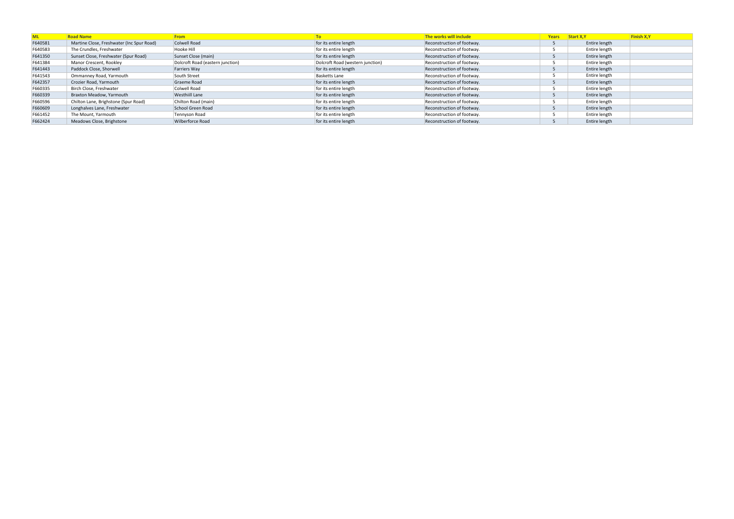| ML | Road Name | From | To | The works will include | Years | Start X,Y | Finish X,Y |
|---|---|---|---|---|---|---|---|
| F640581 | Martine Close, Freshwater (Inc Spur Road) | Colwell Road | for its entire length | Reconstruction of footway. | 5 | Entire length | |
| F640583 | The Crundles, Freshwater | Hooke Hill | for its entire length | Reconstruction of footway. | 5 | Entire length | |
| F641350 | Sunset Close, Freshwater (Spur Road) | Sunset Close (main) | for its entire length | Reconstruction of footway. | 5 | Entire length | |
| F641384 | Manor Crescent, Rookley | Dolcroft Road (eastern junction) | Dolcroft Road (western junction) | Reconstruction of footway. | 5 | Entire length | |
| F641443 | Paddock Close, Shorwell | Farriers Way | for its entire length | Reconstruction of footway. | 5 | Entire length | |
| F641543 | Ommanney Road, Yarmouth | South Street | Basketts Lane | Reconstruction of footway. | 5 | Entire length | |
| F642357 | Crozier Road, Yarmouth | Graeme Road | for its entire length | Reconstruction of footway. | 5 | Entire length | |
| F660335 | Birch Close, Freshwater | Colwell Road | for its entire length | Reconstruction of footway. | 5 | Entire length | |
| F660339 | Braxton Meadow, Yarmouth | Westhiill Lane | for its entire length | Reconstruction of footway. | 5 | Entire length | |
| F660596 | Chilton Lane, Brighstone (Spur Road) | Chilton Road (main) | for its entire length | Reconstruction of footway. | 5 | Entire length | |
| F660609 | Longhalves Lane, Freshwater | School Green Road | for its entire length | Reconstruction of footway. | 5 | Entire length | |
| F661452 | The Mount, Yarmouth | Tennyson Road | for its entire length | Reconstruction of footway. | 5 | Entire length | |
| F662424 | Meadows Close, Brighstone | Wilberforce Road | for its entire length | Reconstruction of footway. | 5 | Entire length | |